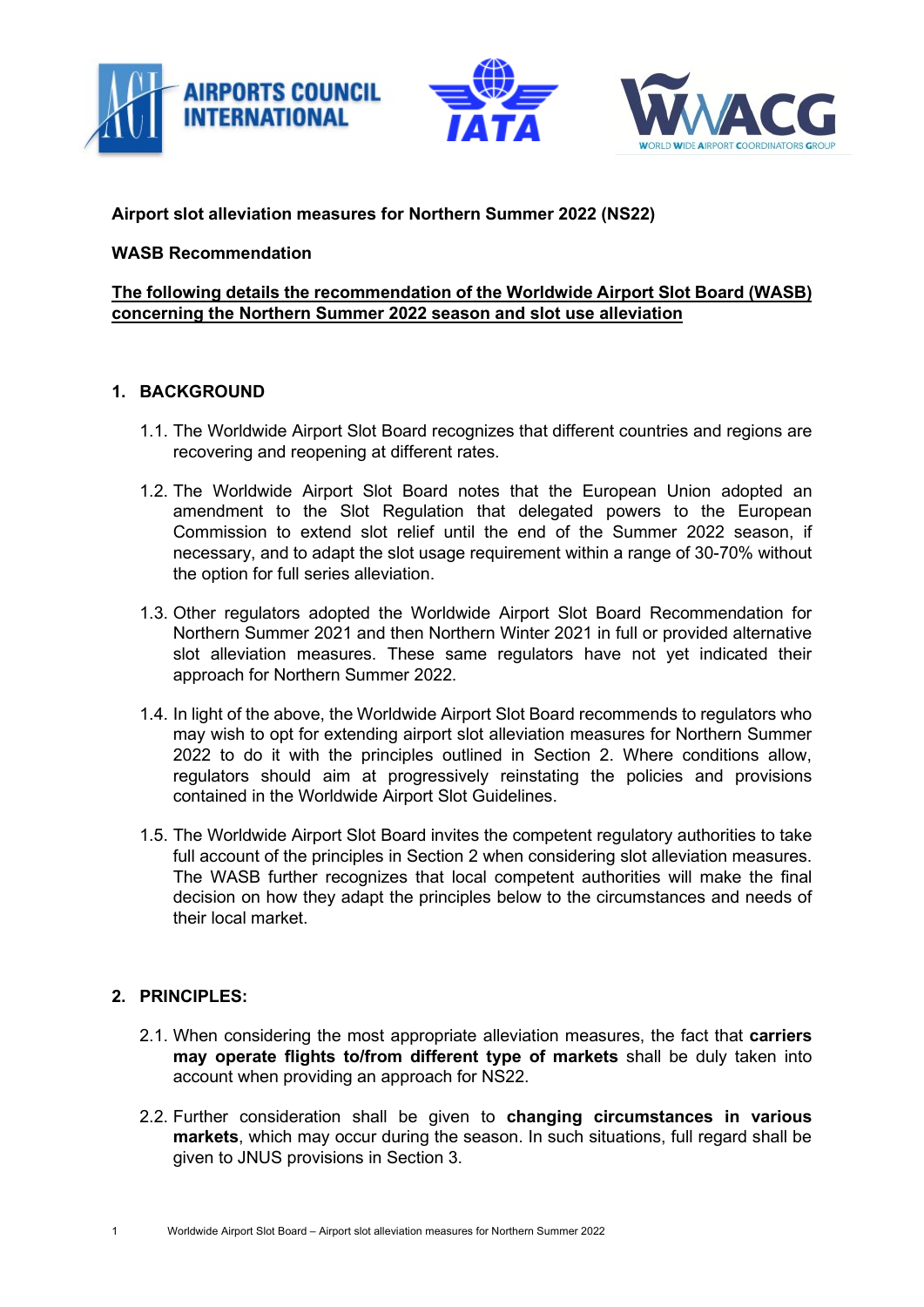**Airport slot alleviation measures for Northern Summer 2022 (NS22)**

**WASB Recommendation**

**The following details the recommendation of the Worldwide Airport Slot Board (WASB) concerning the Northern Summer 2022 season and slot use alleviation**

## 1. BACKGROUND

1.1. The Worldwide Airport Slot Board recognizes that different countries and regions are recovering and reopening at different rates.

1.2. The Worldwide Airport Slot Board notes that the European Union adopted an amendment to the Slot Regulation that delegated powers to the European Commission to extend slot relief until the end of the Summer 2022 season, if necessary, and to adapt the slot usage requirement within a range of 30-70% without the option for full series alleviation.

1.3. Other regulators adopted the Worldwide Airport Slot Board Recommendation for Northern Summer 2021 and then Northern Winter 2021 in full or provided alternative slot alleviation measures. These same regulators have not yet indicated their approach for Northern Summer 2022.

1.4. In light of the above, the Worldwide Airport Slot Board recommends to regulators who may wish to opt for extending airport slot alleviation measures for Northern Summer 2022 to do it with the principles outlined in Section 2. Where conditions allow, regulators should aim at progressively reinstating the policies and provisions contained in the Worldwide Airport Slot Guidelines.

1.5. The Worldwide Airport Slot Board invites the competent regulatory authorities to take full account of the principles in Section 2 when considering slot alleviation measures. The WASB further recognizes that local competent authorities will make the final decision on how they adapt the principles below to the circumstances and needs of their local market.

## 2. PRINCIPLES:

2.1. When considering the most appropriate alleviation measures, the fact that **carriers may operate flights to/from different type of markets** shall be duly taken into account when providing an approach for NS22.

2.2. Further consideration shall be given to **changing circumstances in various markets**, which may occur during the season. In such situations, full regard shall be given to JNUS provisions in Section 3.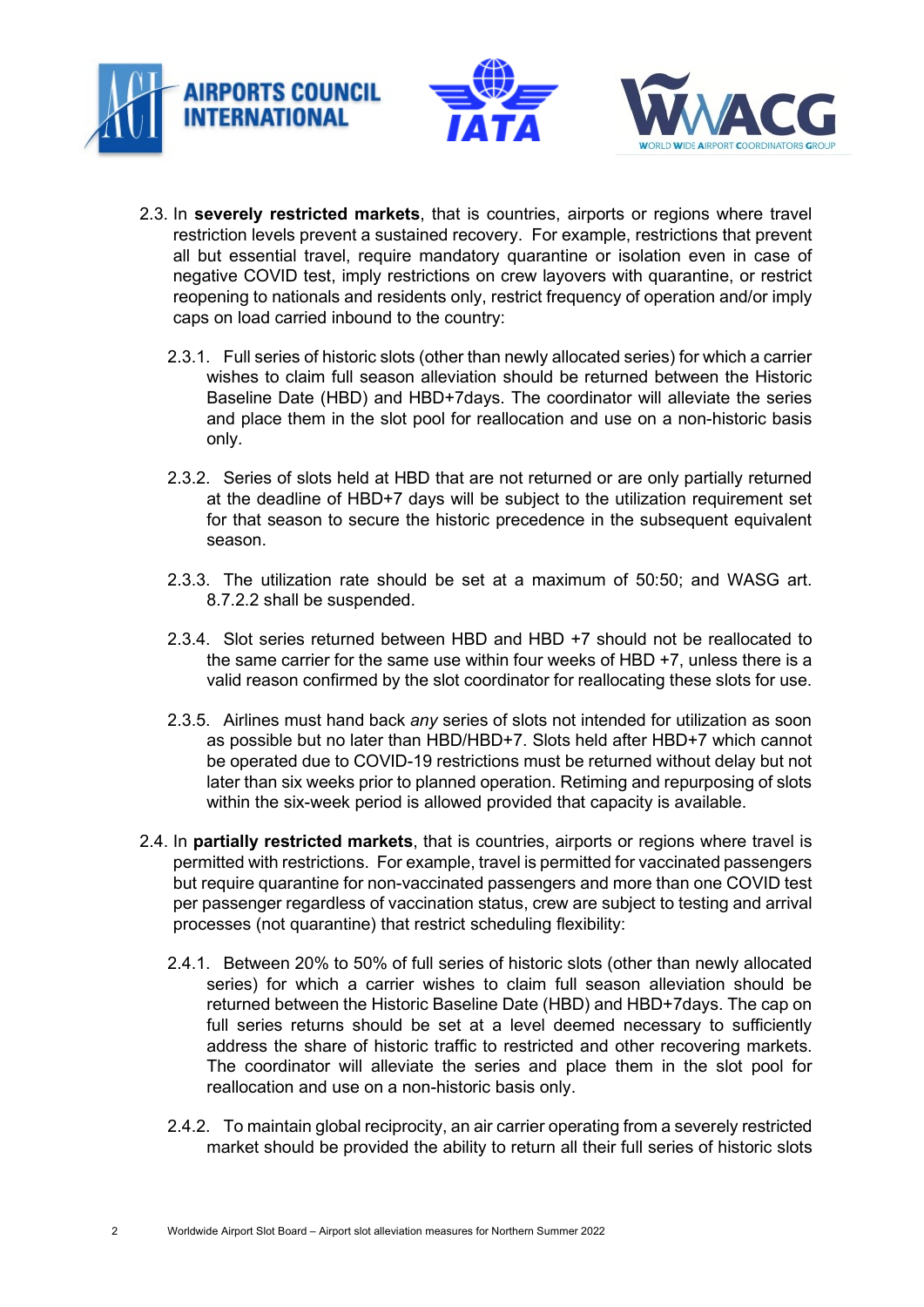2.3. In **severely restricted markets**, that is countries, airports or regions where travel restriction levels prevent a sustained recovery. For example, restrictions that prevent all but essential travel, require mandatory quarantine or isolation even in case of negative COVID test, imply restrictions on crew layovers with quarantine, or restrict reopening to nationals and residents only, restrict frequency of operation and/or imply caps on load carried inbound to the country:

2.3.1. Full series of historic slots (other than newly allocated series) for which a carrier wishes to claim full season alleviation should be returned between the Historic Baseline Date (HBD) and HBD+7days. The coordinator will alleviate the series and place them in the slot pool for reallocation and use on a non-historic basis only.

2.3.2. Series of slots held at HBD that are not returned or are only partially returned at the deadline of HBD+7 days will be subject to the utilization requirement set for that season to secure the historic precedence in the subsequent equivalent season.

2.3.3. The utilization rate should be set at a maximum of 50:50; and WASG art. 8.7.2.2 shall be suspended.

2.3.4. Slot series returned between HBD and HBD +7 should not be reallocated to the same carrier for the same use within four weeks of HBD +7, unless there is a valid reason confirmed by the slot coordinator for reallocating these slots for use.

2.3.5. Airlines must hand back *any* series of slots not intended for utilization as soon as possible but no later than HBD/HBD+7. Slots held after HBD+7 which cannot be operated due to COVID-19 restrictions must be returned without delay but not later than six weeks prior to planned operation. Retiming and repurposing of slots within the six-week period is allowed provided that capacity is available.

2.4. In **partially restricted markets**, that is countries, airports or regions where travel is permitted with restrictions. For example, travel is permitted for vaccinated passengers but require quarantine for non-vaccinated passengers and more than one COVID test per passenger regardless of vaccination status, crew are subject to testing and arrival processes (not quarantine) that restrict scheduling flexibility:

2.4.1. Between 20% to 50% of full series of historic slots (other than newly allocated series) for which a carrier wishes to claim full season alleviation should be returned between the Historic Baseline Date (HBD) and HBD+7days. The cap on full series returns should be set at a level deemed necessary to sufficiently address the share of historic traffic to restricted and other recovering markets. The coordinator will alleviate the series and place them in the slot pool for reallocation and use on a non-historic basis only.

2.4.2. To maintain global reciprocity, an air carrier operating from a severely restricted market should be provided the ability to return all their full series of historic slots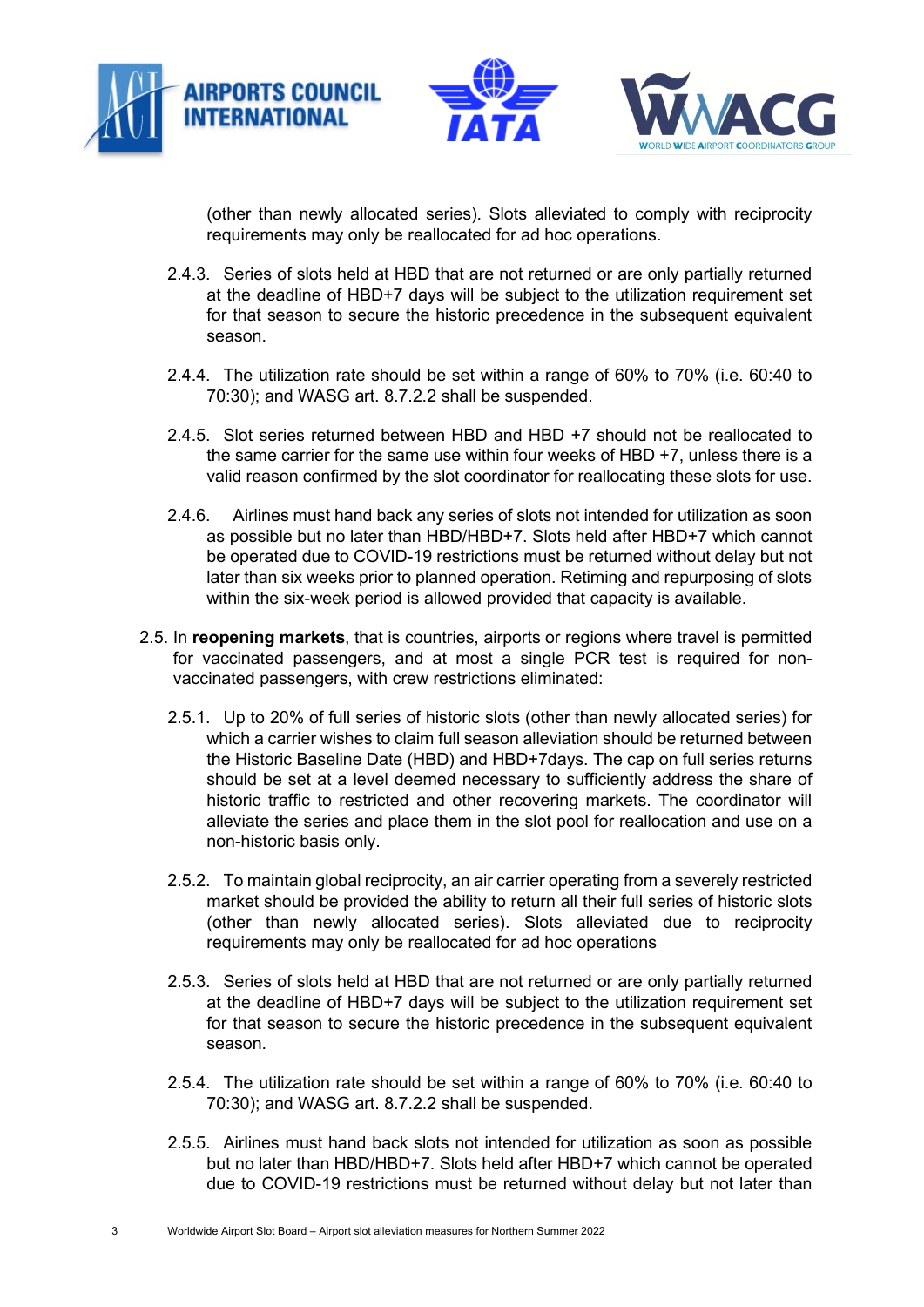(other than newly allocated series). Slots alleviated to comply with reciprocity requirements may only be reallocated for ad hoc operations.

2.4.3. Series of slots held at HBD that are not returned or are only partially returned at the deadline of HBD+7 days will be subject to the utilization requirement set for that season to secure the historic precedence in the subsequent equivalent season.

2.4.4. The utilization rate should be set within a range of 60% to 70% (i.e. 60:40 to 70:30); and WASG art. 8.7.2.2 shall be suspended.

2.4.5. Slot series returned between HBD and HBD +7 should not be reallocated to the same carrier for the same use within four weeks of HBD +7, unless there is a valid reason confirmed by the slot coordinator for reallocating these slots for use.

2.4.6. Airlines must hand back any series of slots not intended for utilization as soon as possible but no later than HBD/HBD+7. Slots held after HBD+7 which cannot be operated due to COVID-19 restrictions must be returned without delay but not later than six weeks prior to planned operation. Retiming and repurposing of slots within the six-week period is allowed provided that capacity is available.

2.5. In **reopening markets**, that is countries, airports or regions where travel is permitted for vaccinated passengers, and at most a single PCR test is required for non-vaccinated passengers, with crew restrictions eliminated:

2.5.1. Up to 20% of full series of historic slots (other than newly allocated series) for which a carrier wishes to claim full season alleviation should be returned between the Historic Baseline Date (HBD) and HBD+7days. The cap on full series returns should be set at a level deemed necessary to sufficiently address the share of historic traffic to restricted and other recovering markets. The coordinator will alleviate the series and place them in the slot pool for reallocation and use on a non-historic basis only.

2.5.2. To maintain global reciprocity, an air carrier operating from a severely restricted market should be provided the ability to return all their full series of historic slots (other than newly allocated series). Slots alleviated due to reciprocity requirements may only be reallocated for ad hoc operations

2.5.3. Series of slots held at HBD that are not returned or are only partially returned at the deadline of HBD+7 days will be subject to the utilization requirement set for that season to secure the historic precedence in the subsequent equivalent season.

2.5.4. The utilization rate should be set within a range of 60% to 70% (i.e. 60:40 to 70:30); and WASG art. 8.7.2.2 shall be suspended.

2.5.5. Airlines must hand back slots not intended for utilization as soon as possible but no later than HBD/HBD+7. Slots held after HBD+7 which cannot be operated due to COVID-19 restrictions must be returned without delay but not later than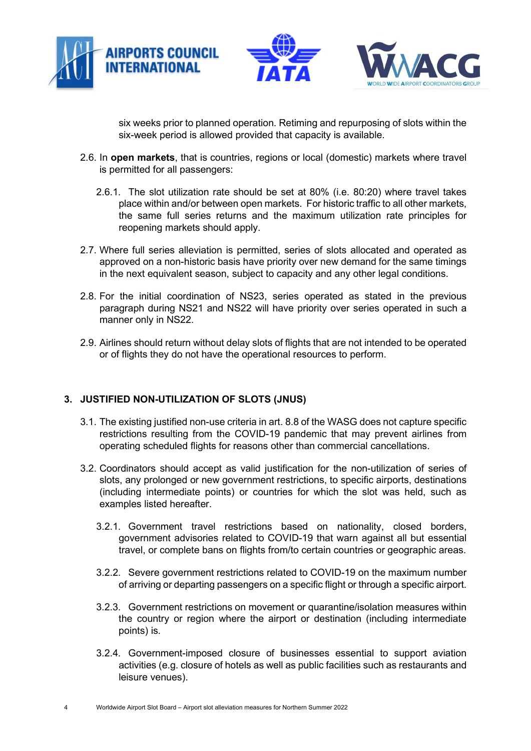six weeks prior to planned operation. Retiming and repurposing of slots within the six-week period is allowed provided that capacity is available.

2.6. In **open markets**, that is countries, regions or local (domestic) markets where travel is permitted for all passengers:

2.6.1. The slot utilization rate should be set at 80% (i.e. 80:20) where travel takes place within and/or between open markets. For historic traffic to all other markets, the same full series returns and the maximum utilization rate principles for reopening markets should apply.

2.7. Where full series alleviation is permitted, series of slots allocated and operated as approved on a non-historic basis have priority over new demand for the same timings in the next equivalent season, subject to capacity and any other legal conditions.

2.8. For the initial coordination of NS23, series operated as stated in the previous paragraph during NS21 and NS22 will have priority over series operated in such a manner only in NS22.

2.9. Airlines should return without delay slots of flights that are not intended to be operated or of flights they do not have the operational resources to perform.

## 3. JUSTIFIED NON-UTILIZATION OF SLOTS (JNUS)

3.1. The existing justified non-use criteria in art. 8.8 of the WASG does not capture specific restrictions resulting from the COVID-19 pandemic that may prevent airlines from operating scheduled flights for reasons other than commercial cancellations.

3.2. Coordinators should accept as valid justification for the non-utilization of series of slots, any prolonged or new government restrictions, to specific airports, destinations (including intermediate points) or countries for which the slot was held, such as examples listed hereafter.

3.2.1. Government travel restrictions based on nationality, closed borders, government advisories related to COVID-19 that warn against all but essential travel, or complete bans on flights from/to certain countries or geographic areas.

3.2.2. Severe government restrictions related to COVID-19 on the maximum number of arriving or departing passengers on a specific flight or through a specific airport.

3.2.3. Government restrictions on movement or quarantine/isolation measures within the country or region where the airport or destination (including intermediate points) is.

3.2.4. Government-imposed closure of businesses essential to support aviation activities (e.g. closure of hotels as well as public facilities such as restaurants and leisure venues).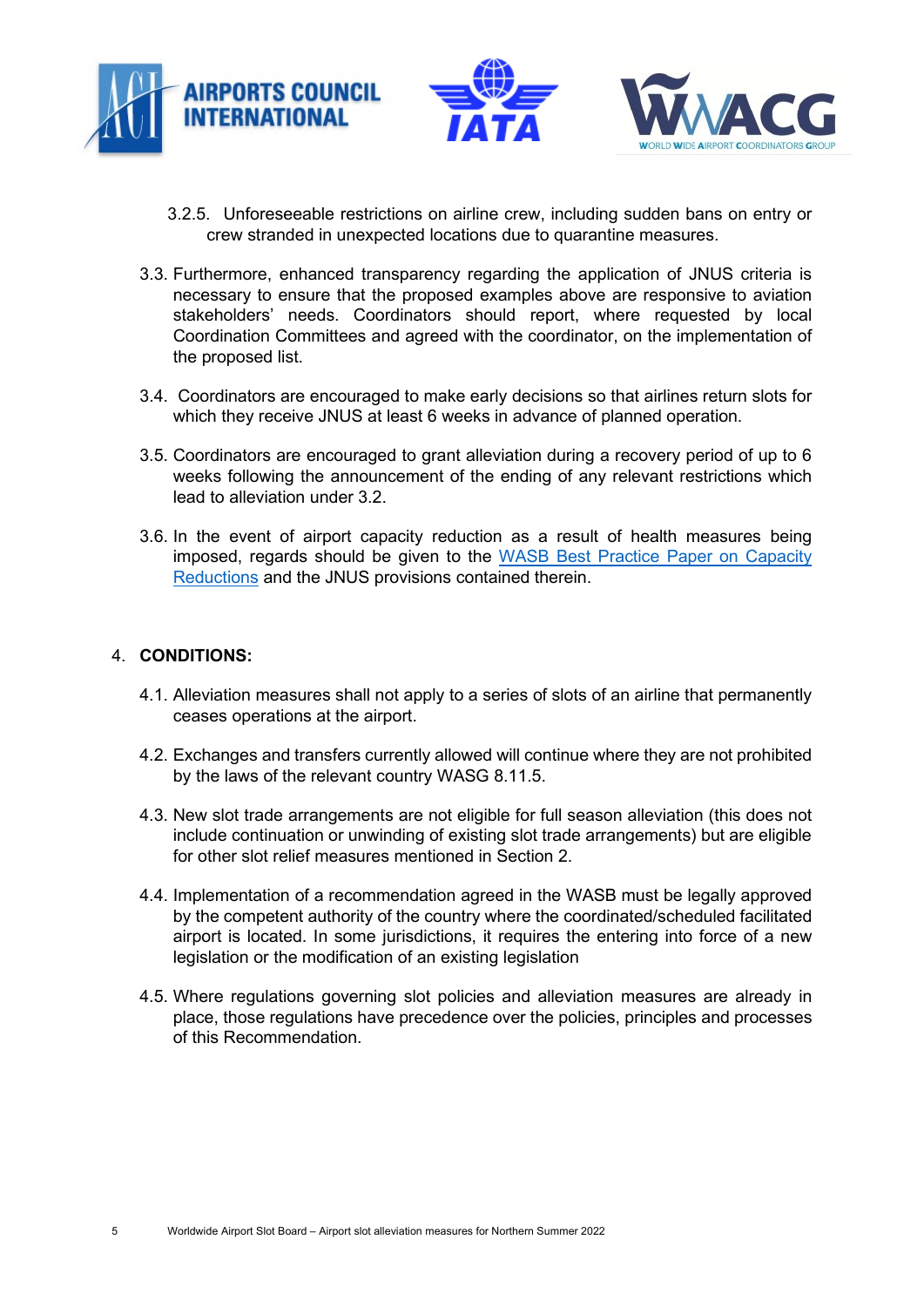3.2.5. Unforeseeable restrictions on airline crew, including sudden bans on entry or crew stranded in unexpected locations due to quarantine measures.

3.3. Furthermore, enhanced transparency regarding the application of JNUS criteria is necessary to ensure that the proposed examples above are responsive to aviation stakeholders' needs. Coordinators should report, where requested by local Coordination Committees and agreed with the coordinator, on the implementation of the proposed list.

3.4. Coordinators are encouraged to make early decisions so that airlines return slots for which they receive JNUS at least 6 weeks in advance of planned operation.

3.5. Coordinators are encouraged to grant alleviation during a recovery period of up to 6 weeks following the announcement of the ending of any relevant restrictions which lead to alleviation under 3.2.

3.6. In the event of airport capacity reduction as a result of health measures being imposed, regards should be given to the [WASB Best Practice Paper on Capacity Reductions] and the JNUS provisions contained therein.

## 4. CONDITIONS:

4.1. Alleviation measures shall not apply to a series of slots of an airline that permanently ceases operations at the airport.

4.2. Exchanges and transfers currently allowed will continue where they are not prohibited by the laws of the relevant country WASG 8.11.5.

4.3. New slot trade arrangements are not eligible for full season alleviation (this does not include continuation or unwinding of existing slot trade arrangements) but are eligible for other slot relief measures mentioned in Section 2.

4.4. Implementation of a recommendation agreed in the WASB must be legally approved by the competent authority of the country where the coordinated/scheduled facilitated airport is located. In some jurisdictions, it requires the entering into force of a new legislation or the modification of an existing legislation

4.5. Where regulations governing slot policies and alleviation measures are already in place, those regulations have precedence over the policies, principles and processes of this Recommendation.